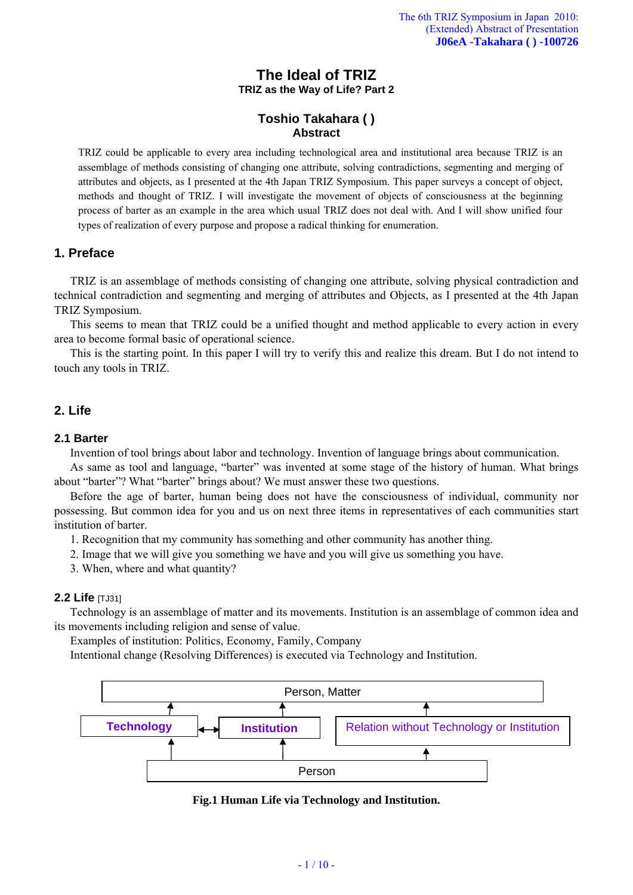# The Ideal of TRIZ

**TRIZ as the Way of Life? Part 2**

**Toshio Takahara ( )**

**Abstract**

TRIZ could be applicable to every area including technological area and institutional area because TRIZ is an assemblage of methods consisting of changing one attribute, solving contradictions, segmenting and merging of attributes and objects, as I presented at the 4th Japan TRIZ Symposium. This paper surveys a concept of object, methods and thought of TRIZ. I will investigate the movement of objects of consciousness at the beginning process of barter as an example in the area which usual TRIZ does not deal with. And I will show unified four types of realization of every purpose and propose a radical thinking for enumeration.

## 1. Preface

TRIZ is an assemblage of methods consisting of changing one attribute, solving physical contradiction and technical contradiction and segmenting and merging of attributes and Objects, as I presented at the 4th Japan TRIZ Symposium.

This seems to mean that TRIZ could be a unified thought and method applicable to every action in every area to become formal basic of operational science.

This is the starting point. In this paper I will try to verify this and realize this dream. But I do not intend to touch any tools in TRIZ.

## 2. Life

### 2.1 Barter

Invention of tool brings about labor and technology. Invention of language brings about communication.

As same as tool and language, "barter" was invented at some stage of the history of human. What brings about "barter"? What "barter" brings about? We must answer these two questions.

Before the age of barter, human being does not have the consciousness of individual, community nor possessing. But common idea for you and us on next three items in representatives of each communities start institution of barter.

1. Recognition that my community has something and other community has another thing.
2. Image that we will give you something we have and you will give us something you have.
3. When, where and what quantity?

### 2.2 Life [TJ31]

Technology is an assemblage of matter and its movements. Institution is an assemblage of common idea and its movements including religion and sense of value.

Examples of institution: Politics, Economy, Family, Company

Intentional change (Resolving Differences) is executed via Technology and Institution.

| Person, Matter | | |
|---|---|---|
| ↑ | ↑ | ↑ |
| **Technology** ↔ | **Institution** | Relation without Technology or Institution |
| ↑ | ↑ | ↑ |
| Person | | |

**Fig.1 Human Life via Technology and Institution.**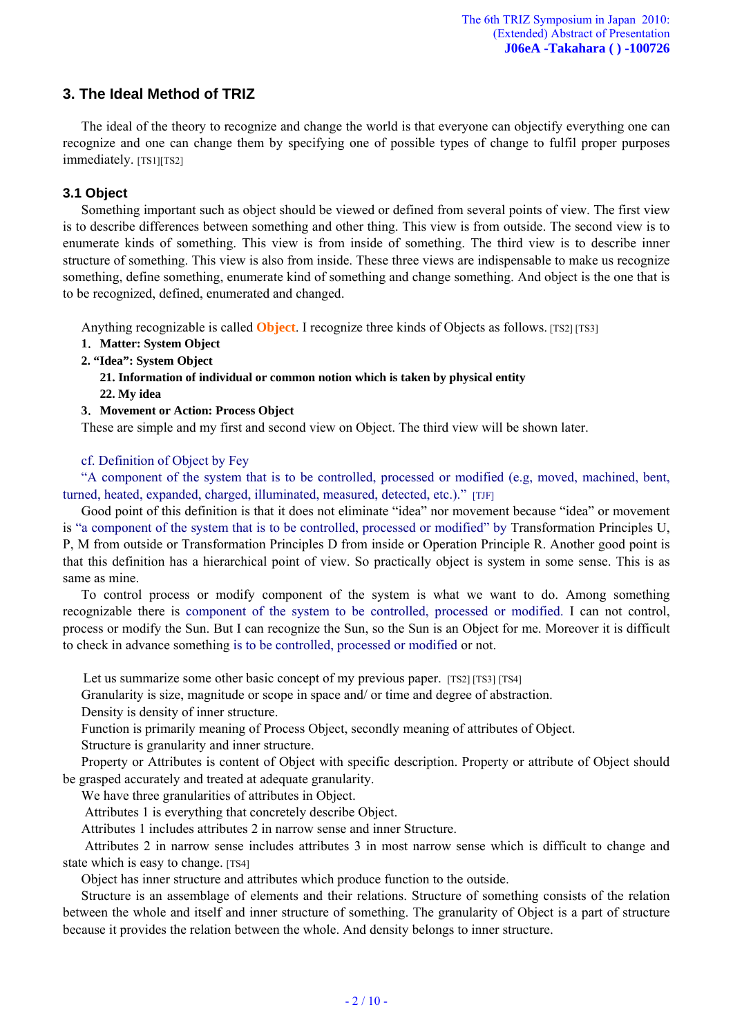## 3. The Ideal Method of TRIZ

The ideal of the theory to recognize and change the world is that everyone can objectify everything one can recognize and one can change them by specifying one of possible types of change to fulfil proper purposes immediately. [TS1][TS2]

### 3.1 Object

Something important such as object should be viewed or defined from several points of view. The first view is to describe differences between something and other thing. This view is from outside. The second view is to enumerate kinds of something. This view is from inside of something. The third view is to describe inner structure of something. This view is also from inside. These three views are indispensable to make us recognize something, define something, enumerate kind of something and change something. And object is the one that is to be recognized, defined, enumerated and changed.

Anything recognizable is called **Object**. I recognize three kinds of Objects as follows. [TS2] [TS3]

**1. Matter: System Object**

**2. "Idea": System Object**

**21. Information of individual or common notion which is taken by physical entity**

**22. My idea**

**3. Movement or Action: Process Object**

These are simple and my first and second view on Object. The third view will be shown later.

cf. Definition of Object by Fey

"A component of the system that is to be controlled, processed or modified (e.g, moved, machined, bent, turned, heated, expanded, charged, illuminated, measured, detected, etc.)." [TJF]

Good point of this definition is that it does not eliminate "idea" nor movement because "idea" or movement is "a component of the system that is to be controlled, processed or modified" by Transformation Principles U, P, M from outside or Transformation Principles D from inside or Operation Principle R. Another good point is that this definition has a hierarchical point of view. So practically object is system in some sense. This is as same as mine.

To control process or modify component of the system is what we want to do. Among something recognizable there is component of the system to be controlled, processed or modified. I can not control, process or modify the Sun. But I can recognize the Sun, so the Sun is an Object for me. Moreover it is difficult to check in advance something is to be controlled, processed or modified or not.

Let us summarize some other basic concept of my previous paper. [TS2] [TS3] [TS4]

Granularity is size, magnitude or scope in space and/ or time and degree of abstraction.

Density is density of inner structure.

Function is primarily meaning of Process Object, secondly meaning of attributes of Object.

Structure is granularity and inner structure.

Property or Attributes is content of Object with specific description. Property or attribute of Object should be grasped accurately and treated at adequate granularity.

We have three granularities of attributes in Object.

Attributes 1 is everything that concretely describe Object.

Attributes 1 includes attributes 2 in narrow sense and inner Structure.

Attributes 2 in narrow sense includes attributes 3 in most narrow sense which is difficult to change and state which is easy to change. [TS4]

Object has inner structure and attributes which produce function to the outside.

Structure is an assemblage of elements and their relations. Structure of something consists of the relation between the whole and itself and inner structure of something. The granularity of Object is a part of structure because it provides the relation between the whole. And density belongs to inner structure.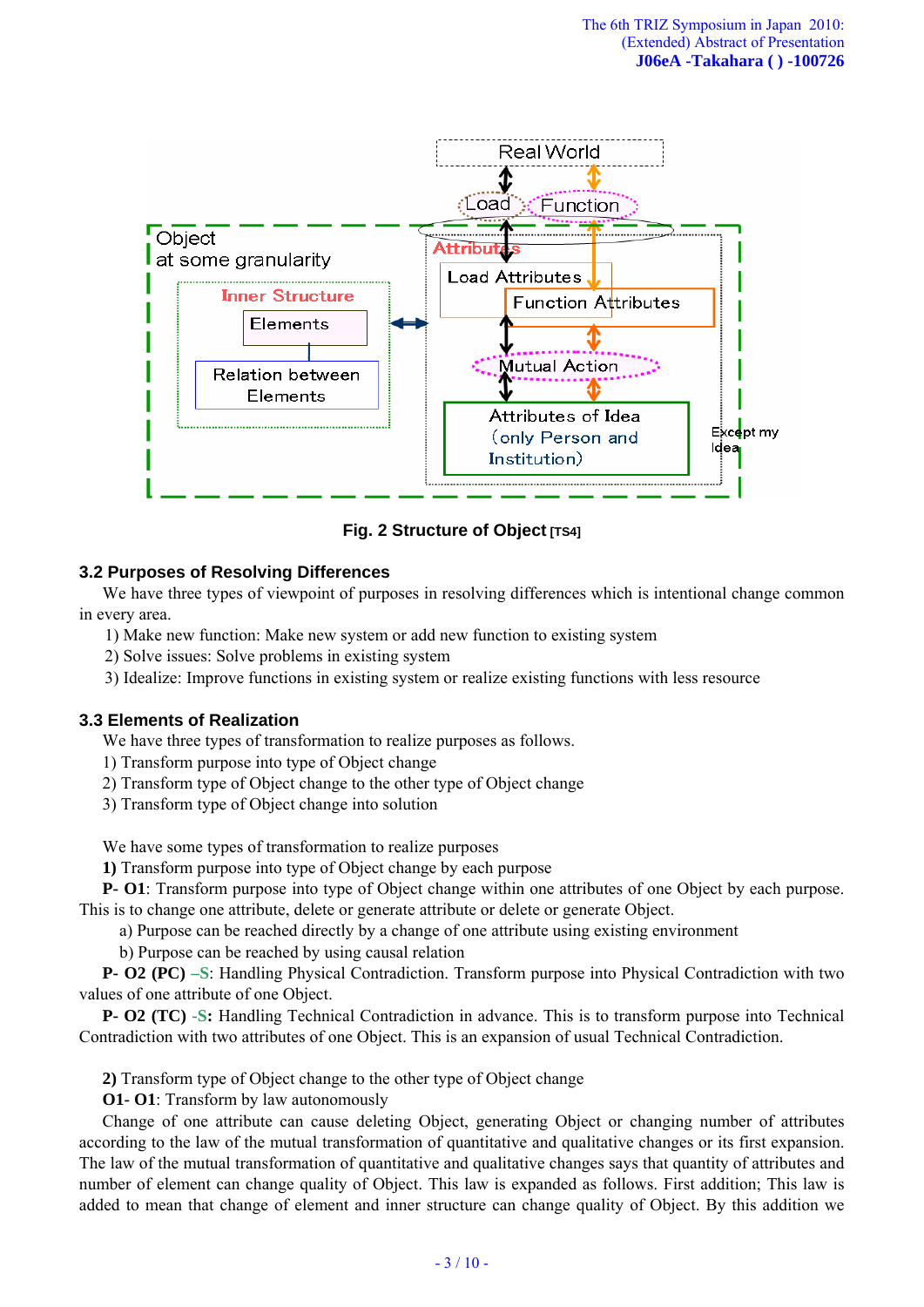Real World

Load Function

Object at some granularity

Attributes

Inner Structure

Elements

Relation between Elements

Load Attributes

Function Attributes

Mutual Action

Attributes of Idea (only Person and Institution)

Except my Idea

**Fig. 2 Structure of Object** [TS4]

### 3.2 Purposes of Resolving Differences

We have three types of viewpoint of purposes in resolving differences which is intentional change common in every area.

1) Make new function: Make new system or add new function to existing system
2) Solve issues: Solve problems in existing system
3) Idealize: Improve functions in existing system or realize existing functions with less resource

### 3.3 Elements of Realization

We have three types of transformation to realize purposes as follows.

1) Transform purpose into type of Object change
2) Transform type of Object change to the other type of Object change
3) Transform type of Object change into solution

We have some types of transformation to realize purposes

**1)** Transform purpose into type of Object change by each purpose

**P- O1**: Transform purpose into type of Object change within one attributes of one Object by each purpose. This is to change one attribute, delete or generate attribute or delete or generate Object.

a) Purpose can be reached directly by a change of one attribute using existing environment
b) Purpose can be reached by using causal relation

**P- O2 (PC)** –S: Handling Physical Contradiction. Transform purpose into Physical Contradiction with two values of one attribute of one Object.

**P- O2 (TC)** -S**:** Handling Technical Contradiction in advance. This is to transform purpose into Technical Contradiction with two attributes of one Object. This is an expansion of usual Technical Contradiction.

**2)** Transform type of Object change to the other type of Object change

**O1- O1**: Transform by law autonomously

Change of one attribute can cause deleting Object, generating Object or changing number of attributes according to the law of the mutual transformation of quantitative and qualitative changes or its first expansion. The law of the mutual transformation of quantitative and qualitative changes says that quantity of attributes and number of element can change quality of Object. This law is expanded as follows. First addition; This law is added to mean that change of element and inner structure can change quality of Object. By this addition we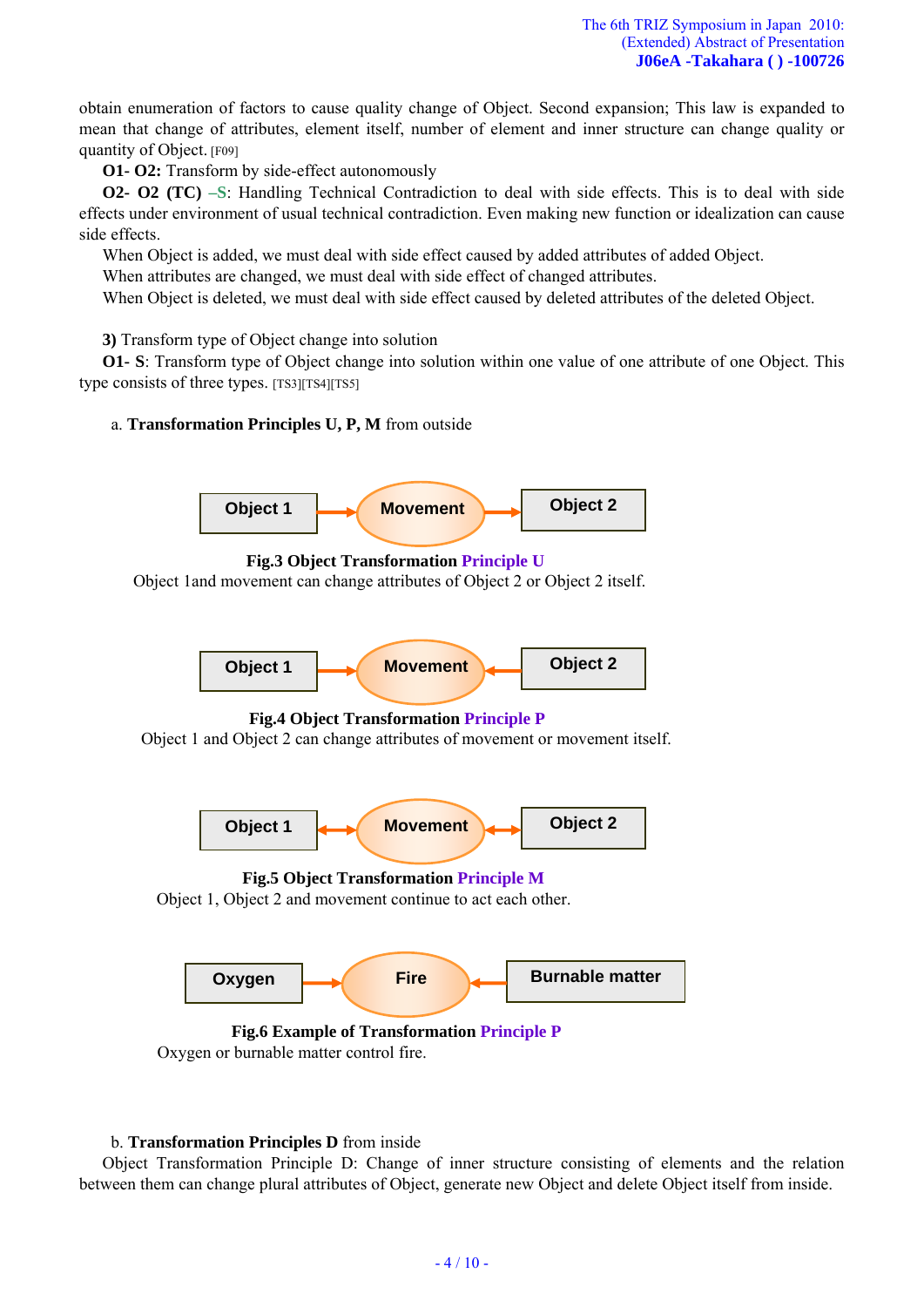obtain enumeration of factors to cause quality change of Object. Second expansion; This law is expanded to mean that change of attributes, element itself, number of element and inner structure can change quality or quantity of Object. [F09]

**O1- O2:** Transform by side-effect autonomously

**O2- O2 (TC)** –S: Handling Technical Contradiction to deal with side effects. This is to deal with side effects under environment of usual technical contradiction. Even making new function or idealization can cause side effects.

When Object is added, we must deal with side effect caused by added attributes of added Object.

When attributes are changed, we must deal with side effect of changed attributes.

When Object is deleted, we must deal with side effect caused by deleted attributes of the deleted Object.

**3)** Transform type of Object change into solution

**O1- S**: Transform type of Object change into solution within one value of one attribute of one Object. This type consists of three types. [TS3][TS4][TS5]

a. **Transformation Principles U, P, M** from outside

Object 1 → Movement → Object 2

**Fig.3 Object Transformation Principle U**

Object 1and movement can change attributes of Object 2 or Object 2 itself.

Object 1 → Movement ← Object 2

**Fig.4 Object Transformation Principle P**

Object 1 and Object 2 can change attributes of movement or movement itself.

Object 1 ↔ Movement ↔ Object 2

**Fig.5 Object Transformation Principle M**

Object 1, Object 2 and movement continue to act each other.

Oxygen → Fire ← Burnable matter

**Fig.6 Example of Transformation Principle P**

Oxygen or burnable matter control fire.

b. **Transformation Principles D** from inside

Object Transformation Principle D: Change of inner structure consisting of elements and the relation between them can change plural attributes of Object, generate new Object and delete Object itself from inside.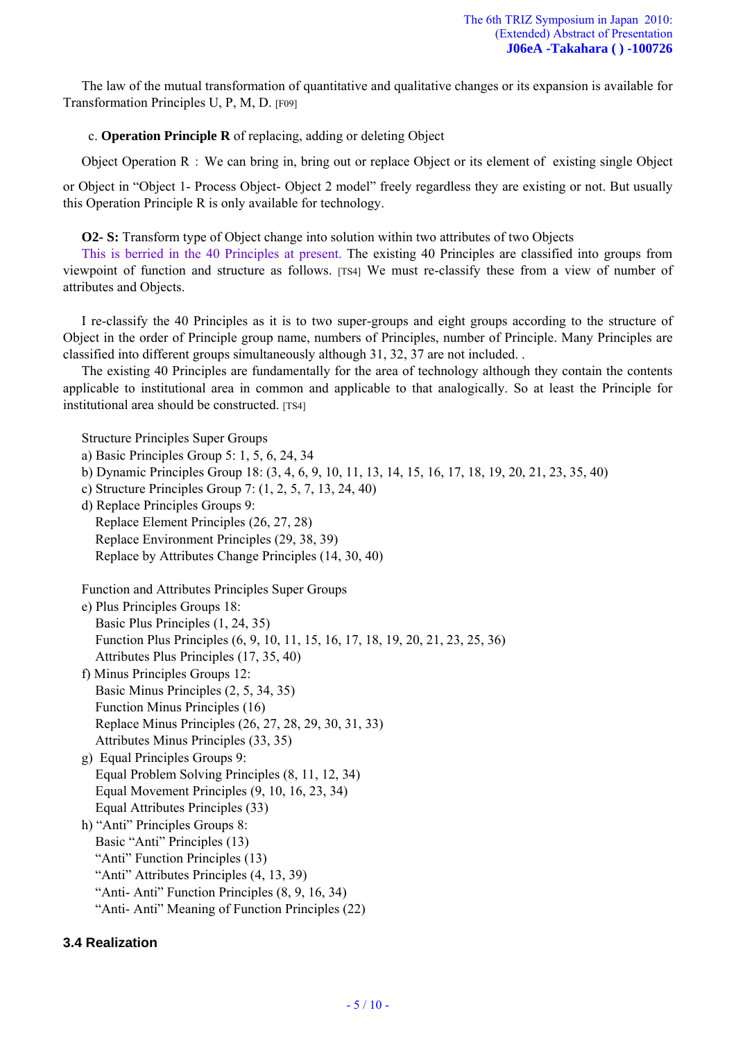The law of the mutual transformation of quantitative and qualitative changes or its expansion is available for Transformation Principles U, P, M, D. [F09]

c. **Operation Principle R** of replacing, adding or deleting Object

Object Operation R：We can bring in, bring out or replace Object or its element of existing single Object or Object in "Object 1- Process Object- Object 2 model" freely regardless they are existing or not. But usually this Operation Principle R is only available for technology.

**O2- S:** Transform type of Object change into solution within two attributes of two Objects

This is berried in the 40 Principles at present. The existing 40 Principles are classified into groups from viewpoint of function and structure as follows. [TS4] We must re-classify these from a view of number of attributes and Objects.

I re-classify the 40 Principles as it is to two super-groups and eight groups according to the structure of Object in the order of Principle group name, numbers of Principles, number of Principle. Many Principles are classified into different groups simultaneously although 31, 32, 37 are not included. .

The existing 40 Principles are fundamentally for the area of technology although they contain the contents applicable to institutional area in common and applicable to that analogically. So at least the Principle for institutional area should be constructed. [TS4]

Structure Principles Super Groups

a) Basic Principles Group 5: 1, 5, 6, 24, 34

b) Dynamic Principles Group 18: (3, 4, 6, 9, 10, 11, 13, 14, 15, 16, 17, 18, 19, 20, 21, 23, 35, 40)

c) Structure Principles Group 7: (1, 2, 5, 7, 13, 24, 40)

d) Replace Principles Groups 9:
- Replace Element Principles (26, 27, 28)
- Replace Environment Principles (29, 38, 39)
- Replace by Attributes Change Principles (14, 30, 40)

Function and Attributes Principles Super Groups

e) Plus Principles Groups 18:
- Basic Plus Principles (1, 24, 35)
- Function Plus Principles (6, 9, 10, 11, 15, 16, 17, 18, 19, 20, 21, 23, 25, 36)
- Attributes Plus Principles (17, 35, 40)

f) Minus Principles Groups 12:
- Basic Minus Principles (2, 5, 34, 35)
- Function Minus Principles (16)
- Replace Minus Principles (26, 27, 28, 29, 30, 31, 33)
- Attributes Minus Principles (33, 35)

g) Equal Principles Groups 9:
- Equal Problem Solving Principles (8, 11, 12, 34)
- Equal Movement Principles (9, 10, 16, 23, 34)
- Equal Attributes Principles (33)

h) "Anti" Principles Groups 8:
- Basic "Anti" Principles (13)
- "Anti" Function Principles (13)
- "Anti" Attributes Principles (4, 13, 39)
- "Anti- Anti" Function Principles (8, 9, 16, 34)
- "Anti- Anti" Meaning of Function Principles (22)

### 3.4 Realization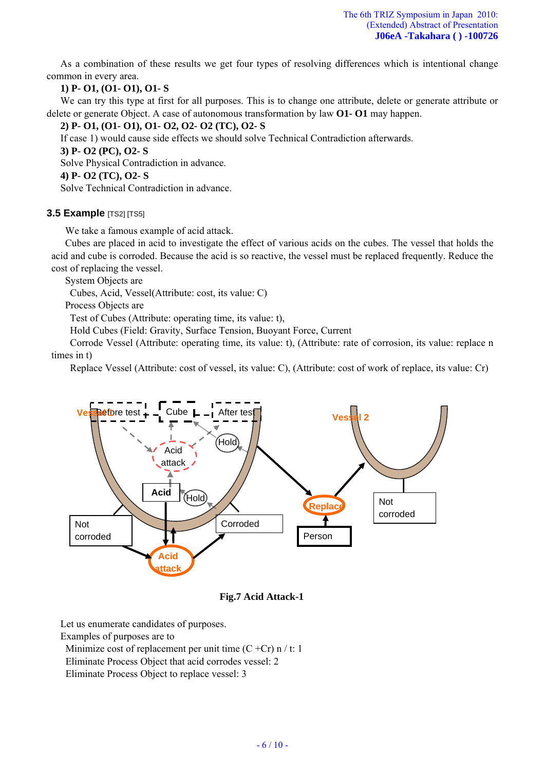As a combination of these results we get four types of resolving differences which is intentional change common in every area.

**1) P- O1, (O1- O1), O1- S**

We can try this type at first for all purposes. This is to change one attribute, delete or generate attribute or delete or generate Object. A case of autonomous transformation by law **O1- O1** may happen.

**2) P- O1, (O1- O1), O1- O2, O2- O2 (TC), O2- S**

If case 1) would cause side effects we should solve Technical Contradiction afterwards.

**3) P- O2 (PC), O2- S**

Solve Physical Contradiction in advance.

**4) P- O2 (TC), O2- S**

Solve Technical Contradiction in advance.

### 3.5 Example [TS2] [TS5]

We take a famous example of acid attack.

Cubes are placed in acid to investigate the effect of various acids on the cubes. The vessel that holds the acid and cube is corroded. Because the acid is so reactive, the vessel must be replaced frequently. Reduce the cost of replacing the vessel.

System Objects are

Cubes, Acid, Vessel(Attribute: cost, its value: C)

Process Objects are

Test of Cubes (Attribute: operating time, its value: t),

Hold Cubes (Field: Gravity, Surface Tension, Buoyant Force, Current

Corrode Vessel (Attribute: operating time, its value: t), (Attribute: rate of corrosion, its value: replace n times in t)

Replace Vessel (Attribute: cost of vessel, its value: C), (Attribute: cost of work of replace, its value: Cr)

**Fig.7 Acid Attack-1**

Let us enumerate candidates of purposes.

Examples of purposes are to

Minimize cost of replacement per unit time (C +Cr) n / t: 1

Eliminate Process Object that acid corrodes vessel: 2

Eliminate Process Object to replace vessel: 3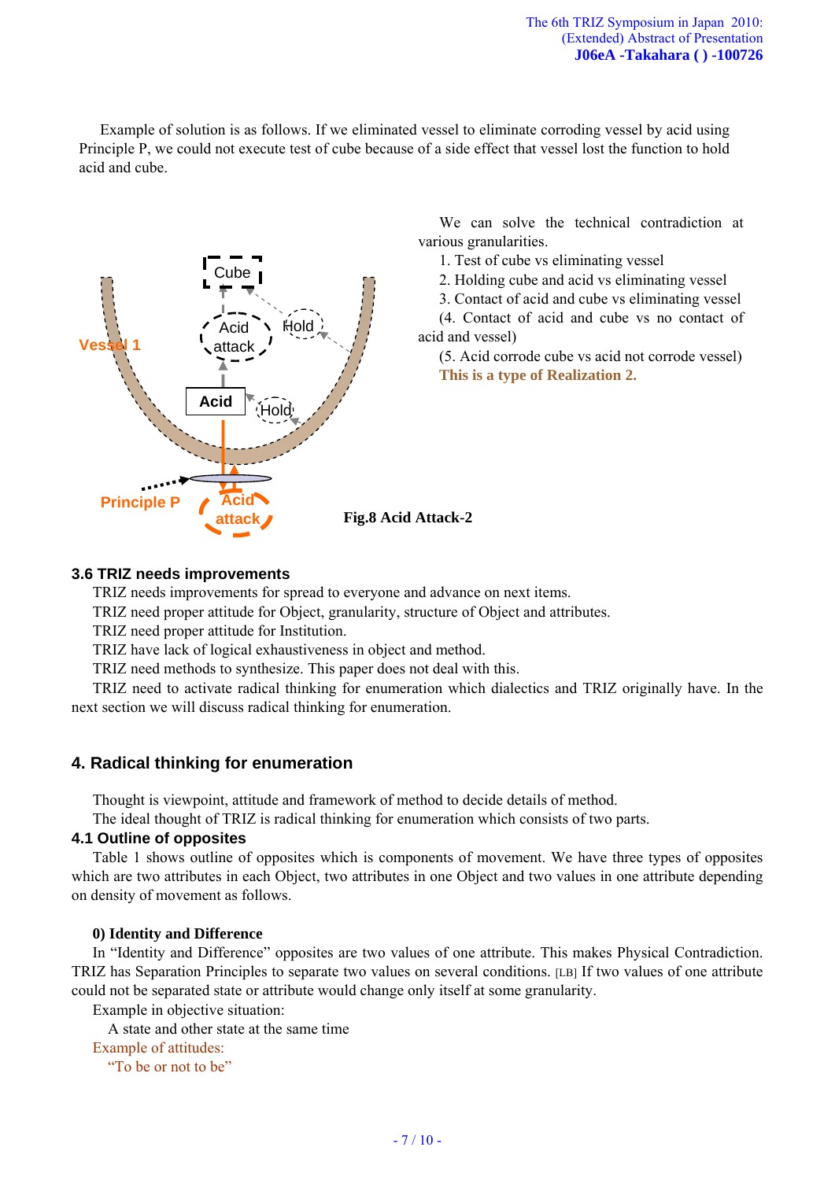Example of solution is as follows. If we eliminated vessel to eliminate corroding vessel by acid using Principle P, we could not execute test of cube because of a side effect that vessel lost the function to hold acid and cube.

We can solve the technical contradiction at various granularities.

1. Test of cube vs eliminating vessel
2. Holding cube and acid vs eliminating vessel
3. Contact of acid and cube vs eliminating vessel

(4. Contact of acid and cube vs no contact of acid and vessel)

(5. Acid corrode cube vs acid not corrode vessel)

**This is a type of Realization 2.**

**Fig.8 Acid Attack-2**

### 3.6 TRIZ needs improvements

TRIZ needs improvements for spread to everyone and advance on next items.

TRIZ need proper attitude for Object, granularity, structure of Object and attributes.

TRIZ need proper attitude for Institution.

TRIZ have lack of logical exhaustiveness in object and method.

TRIZ need methods to synthesize. This paper does not deal with this.

TRIZ need to activate radical thinking for enumeration which dialectics and TRIZ originally have. In the next section we will discuss radical thinking for enumeration.

## 4. Radical thinking for enumeration

Thought is viewpoint, attitude and framework of method to decide details of method.

The ideal thought of TRIZ is radical thinking for enumeration which consists of two parts.

### 4.1 Outline of opposites

Table 1 shows outline of opposites which is components of movement. We have three types of opposites which are two attributes in each Object, two attributes in one Object and two values in one attribute depending on density of movement as follows.

**0) Identity and Difference**

In "Identity and Difference" opposites are two values of one attribute. This makes Physical Contradiction. TRIZ has Separation Principles to separate two values on several conditions. [LB] If two values of one attribute could not be separated state or attribute would change only itself at some granularity.

Example in objective situation:

A state and other state at the same time

Example of attitudes:

"To be or not to be"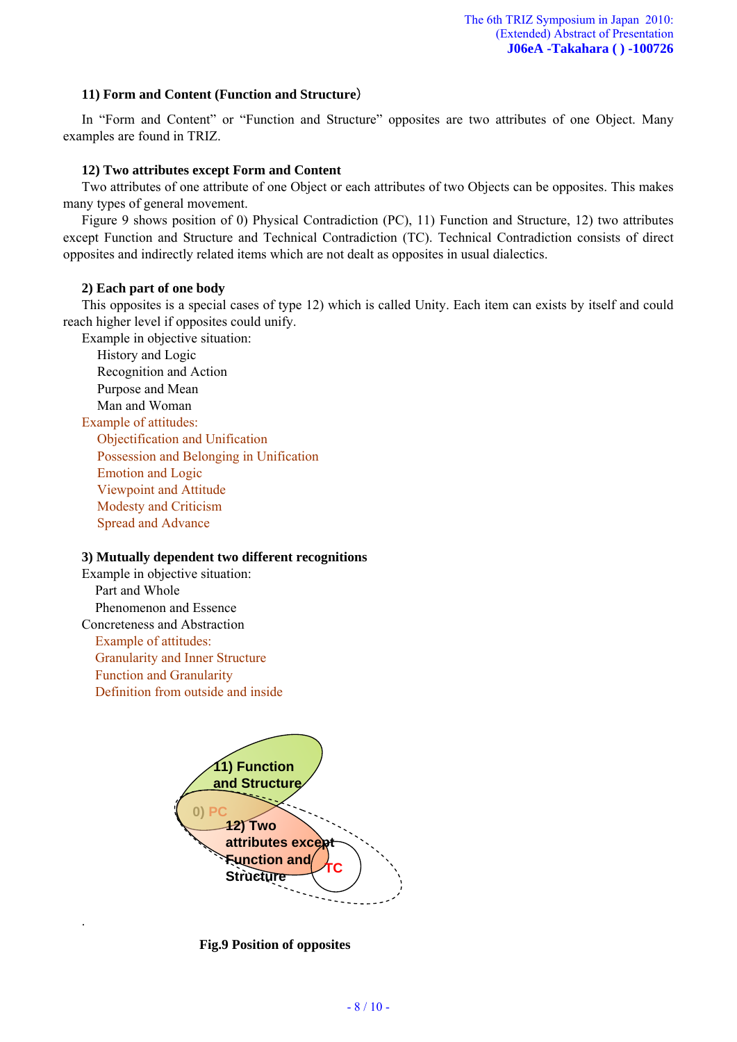### 11) Form and Content (Function and Structure）

In "Form and Content" or "Function and Structure" opposites are two attributes of one Object. Many examples are found in TRIZ.

### 12) Two attributes except Form and Content

Two attributes of one attribute of one Object or each attributes of two Objects can be opposites. This makes many types of general movement.

Figure 9 shows position of 0) Physical Contradiction (PC), 11) Function and Structure, 12) two attributes except Function and Structure and Technical Contradiction (TC). Technical Contradiction consists of direct opposites and indirectly related items which are not dealt as opposites in usual dialectics.

### 2) Each part of one body

This opposites is a special cases of type 12) which is called Unity. Each item can exists by itself and could reach higher level if opposites could unify.

Example in objective situation:

- History and Logic
- Recognition and Action
- Purpose and Mean
- Man and Woman

Example of attitudes:

- Objectification and Unification
- Possession and Belonging in Unification
- Emotion and Logic
- Viewpoint and Attitude
- Modesty and Criticism
- Spread and Advance

### 3) Mutually dependent two different recognitions

Example in objective situation:

- Part and Whole
- Phenomenon and Essence

Concreteness and Abstraction

Example of attitudes:

- Granularity and Inner Structure
- Function and Granularity
- Definition from outside and inside

11) Function and Structure

0) PC

12) Two attributes except Function and Structure

TC

.

**Fig.9 Position of opposites**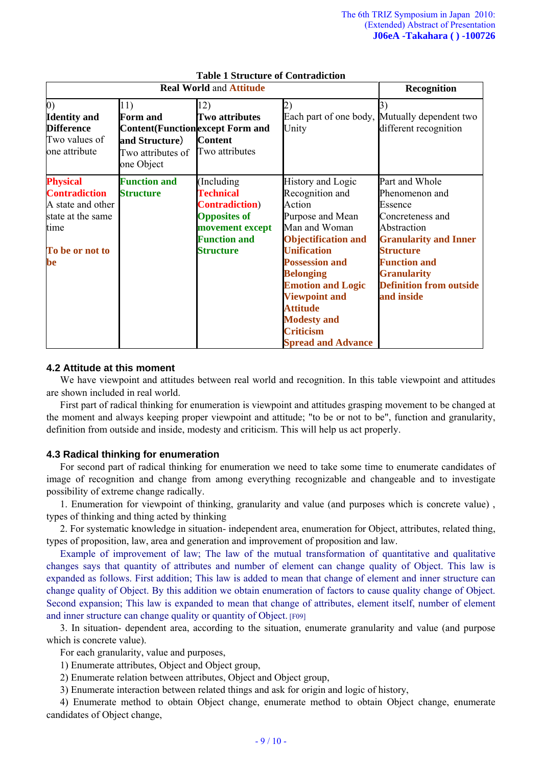**Table 1 Structure of Contradiction**

| Real World and Attitude | | | | Recognition |
|---|---|---|---|---|
| 0)<br>**Identity and Difference**<br>Two values of one attribute | 11)<br>**Form and Content(Function and Structure)**<br>Two attributes of one Object | 12)<br>**Two attributes except Form and Content**<br>Two attributes | 2)<br>Each part of one body, Unity | 3)<br>Mutually dependent two different recognition |
| **Physical Contradiction**<br>A state and other state at the same time<br><br>**To be or not to be** | **Function and Structure** | (Including **Technical Contradiction**)<br>**Opposites of movement except Function and Structure** | History and Logic<br>Recognition and Action<br>Purpose and Mean<br>Man and Woman<br>**Objectification and Unification**<br>**Possession and Belonging**<br>**Emotion and Logic**<br>**Viewpoint and Attitude**<br>**Modesty and Criticism**<br>**Spread and Advance** | Part and Whole<br>Phenomenon and Essence<br>Concreteness and Abstraction<br>**Granularity and Inner Structure**<br>**Function and Granularity**<br>**Definition from outside and inside** |

### 4.2 Attitude at this moment

We have viewpoint and attitudes between real world and recognition. In this table viewpoint and attitudes are shown included in real world.

First part of radical thinking for enumeration is viewpoint and attitudes grasping movement to be changed at the moment and always keeping proper viewpoint and attitude; "to be or not to be", function and granularity, definition from outside and inside, modesty and criticism. This will help us act properly.

### 4.3 Radical thinking for enumeration

For second part of radical thinking for enumeration we need to take some time to enumerate candidates of image of recognition and change from among everything recognizable and changeable and to investigate possibility of extreme change radically.

1. Enumeration for viewpoint of thinking, granularity and value (and purposes which is concrete value) , types of thinking and thing acted by thinking

2. For systematic knowledge in situation- independent area, enumeration for Object, attributes, related thing, types of proposition, law, area and generation and improvement of proposition and law.

Example of improvement of law; The law of the mutual transformation of quantitative and qualitative changes says that quantity of attributes and number of element can change quality of Object. This law is expanded as follows. First addition; This law is added to mean that change of element and inner structure can change quality of Object. By this addition we obtain enumeration of factors to cause quality change of Object. Second expansion; This law is expanded to mean that change of attributes, element itself, number of element and inner structure can change quality or quantity of Object. [F09]

3. In situation- dependent area, according to the situation, enumerate granularity and value (and purpose which is concrete value).

For each granularity, value and purposes,

1) Enumerate attributes, Object and Object group,

2) Enumerate relation between attributes, Object and Object group,

3) Enumerate interaction between related things and ask for origin and logic of history,

4) Enumerate method to obtain Object change, enumerate method to obtain Object change, enumerate candidates of Object change,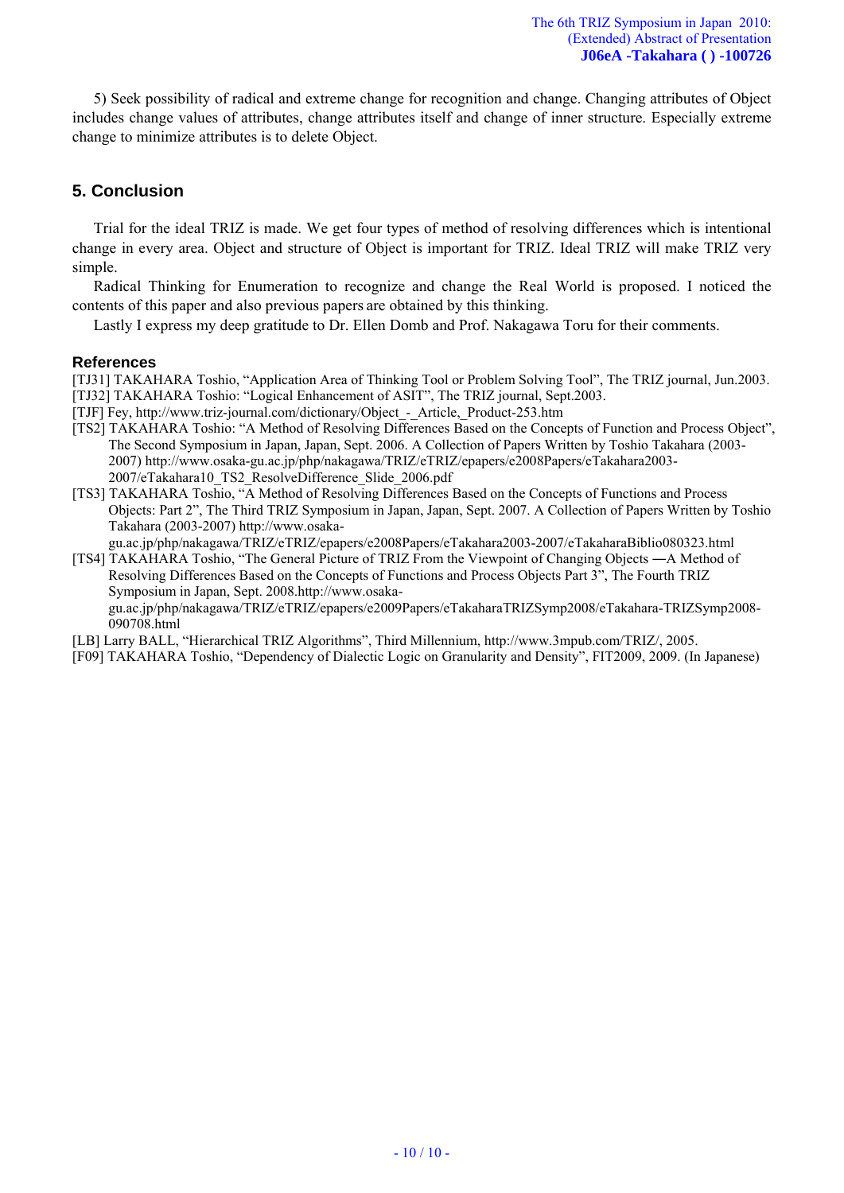5) Seek possibility of radical and extreme change for recognition and change. Changing attributes of Object includes change values of attributes, change attributes itself and change of inner structure. Especially extreme change to minimize attributes is to delete Object.

## 5. Conclusion

Trial for the ideal TRIZ is made. We get four types of method of resolving differences which is intentional change in every area. Object and structure of Object is important for TRIZ. Ideal TRIZ will make TRIZ very simple.

Radical Thinking for Enumeration to recognize and change the Real World is proposed. I noticed the contents of this paper and also previous papers are obtained by this thinking.

Lastly I express my deep gratitude to Dr. Ellen Domb and Prof. Nakagawa Toru for their comments.

### References

[TJ31] TAKAHARA Toshio, "Application Area of Thinking Tool or Problem Solving Tool", The TRIZ journal, Jun.2003.

[TJ32] TAKAHARA Toshio: "Logical Enhancement of ASIT", The TRIZ journal, Sept.2003.

[TJF] Fey, http://www.triz-journal.com/dictionary/Object_-_Article,_Product-253.htm

[TS2] TAKAHARA Toshio: "A Method of Resolving Differences Based on the Concepts of Function and Process Object", The Second Symposium in Japan, Japan, Sept. 2006. A Collection of Papers Written by Toshio Takahara (2003-2007) http://www.osaka-gu.ac.jp/php/nakagawa/TRIZ/eTRIZ/epapers/e2008Papers/eTakahara2003-2007/eTakahara10_TS2_ResolveDifference_Slide_2006.pdf

[TS3] TAKAHARA Toshio, "A Method of Resolving Differences Based on the Concepts of Functions and Process Objects: Part 2", The Third TRIZ Symposium in Japan, Japan, Sept. 2007. A Collection of Papers Written by Toshio Takahara (2003-2007) http://www.osaka-gu.ac.jp/php/nakagawa/TRIZ/eTRIZ/epapers/e2008Papers/eTakahara2003-2007/eTakaharaBiblio080323.html

[TS4] TAKAHARA Toshio, "The General Picture of TRIZ From the Viewpoint of Changing Objects ―A Method of Resolving Differences Based on the Concepts of Functions and Process Objects Part 3", The Fourth TRIZ Symposium in Japan, Sept. 2008.http://www.osaka-gu.ac.jp/php/nakagawa/TRIZ/eTRIZ/epapers/e2009Papers/eTakaharaTRIZSymp2008/eTakahara-TRIZSymp2008-090708.html

[LB] Larry BALL, "Hierarchical TRIZ Algorithms", Third Millennium, http://www.3mpub.com/TRIZ/, 2005.

[F09] TAKAHARA Toshio, "Dependency of Dialectic Logic on Granularity and Density", FIT2009, 2009. (In Japanese)